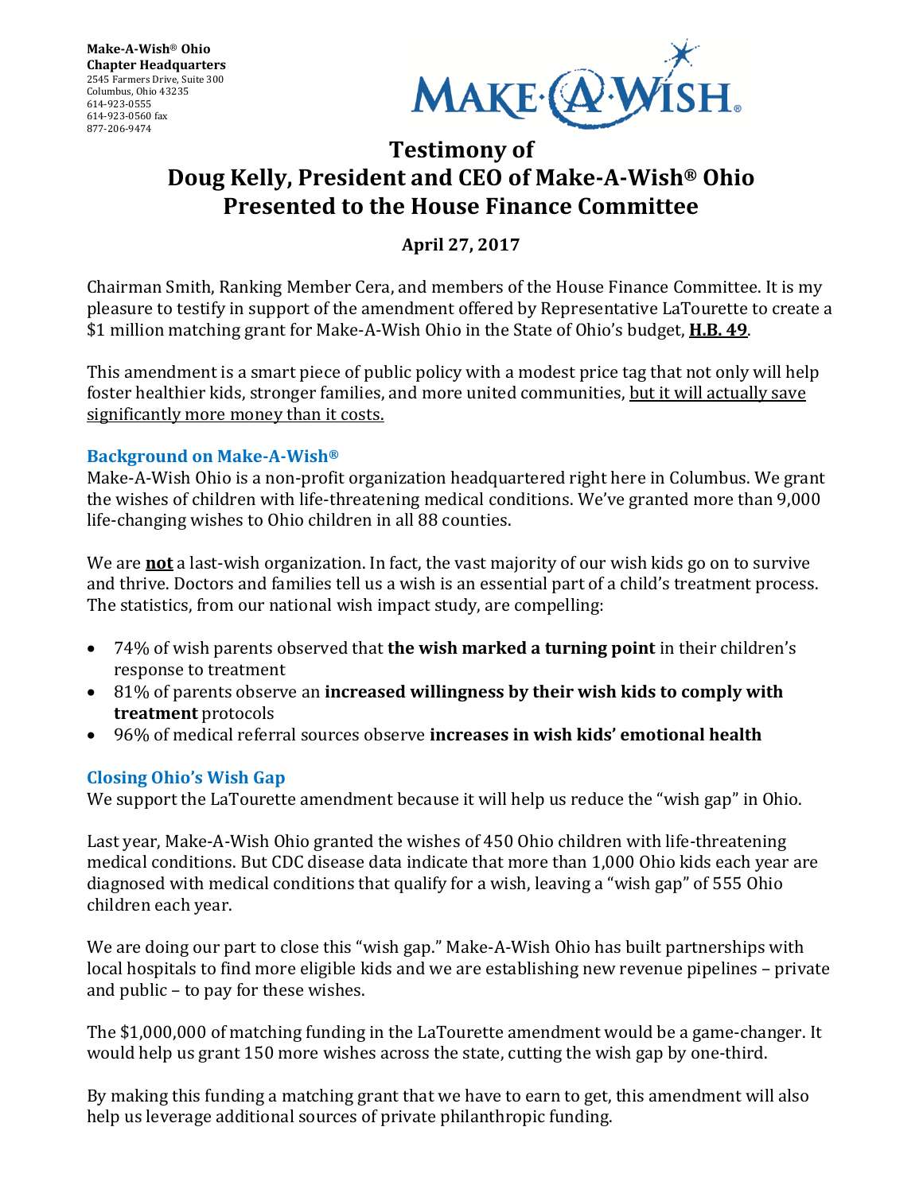**Make-A-Wish® Ohio**
**Chapter Headquarters**
2545 Farmers Drive, Suite 300
Columbus, Ohio 43235
614-923-0555
614-923-0560 fax
877-206-9474

# Testimony of Doug Kelly, President and CEO of Make-A-Wish® Ohio Presented to the House Finance Committee

**April 27, 2017**

Chairman Smith, Ranking Member Cera, and members of the House Finance Committee. It is my pleasure to testify in support of the amendment offered by Representative LaTourette to create a $1 million matching grant for Make-A-Wish Ohio in the State of Ohio's budget, **H.B. 49**.

This amendment is a smart piece of public policy with a modest price tag that not only will help foster healthier kids, stronger families, and more united communities, but it will actually save significantly more money than it costs.

## Background on Make-A-Wish®

Make-A-Wish Ohio is a non-profit organization headquartered right here in Columbus. We grant the wishes of children with life-threatening medical conditions. We've granted more than 9,000 life-changing wishes to Ohio children in all 88 counties.

We are **not** a last-wish organization. In fact, the vast majority of our wish kids go on to survive and thrive. Doctors and families tell us a wish is an essential part of a child's treatment process. The statistics, from our national wish impact study, are compelling:

- 74% of wish parents observed that **the wish marked a turning point** in their children's response to treatment
- 81% of parents observe an **increased willingness by their wish kids to comply with treatment** protocols
- 96% of medical referral sources observe **increases in wish kids' emotional health**

## Closing Ohio's Wish Gap

We support the LaTourette amendment because it will help us reduce the "wish gap" in Ohio.

Last year, Make-A-Wish Ohio granted the wishes of 450 Ohio children with life-threatening medical conditions. But CDC disease data indicate that more than 1,000 Ohio kids each year are diagnosed with medical conditions that qualify for a wish, leaving a "wish gap" of 555 Ohio children each year.

We are doing our part to close this "wish gap." Make-A-Wish Ohio has built partnerships with local hospitals to find more eligible kids and we are establishing new revenue pipelines – private and public – to pay for these wishes.

The $1,000,000 of matching funding in the LaTourette amendment would be a game-changer. It would help us grant 150 more wishes across the state, cutting the wish gap by one-third.

By making this funding a matching grant that we have to earn to get, this amendment will also help us leverage additional sources of private philanthropic funding.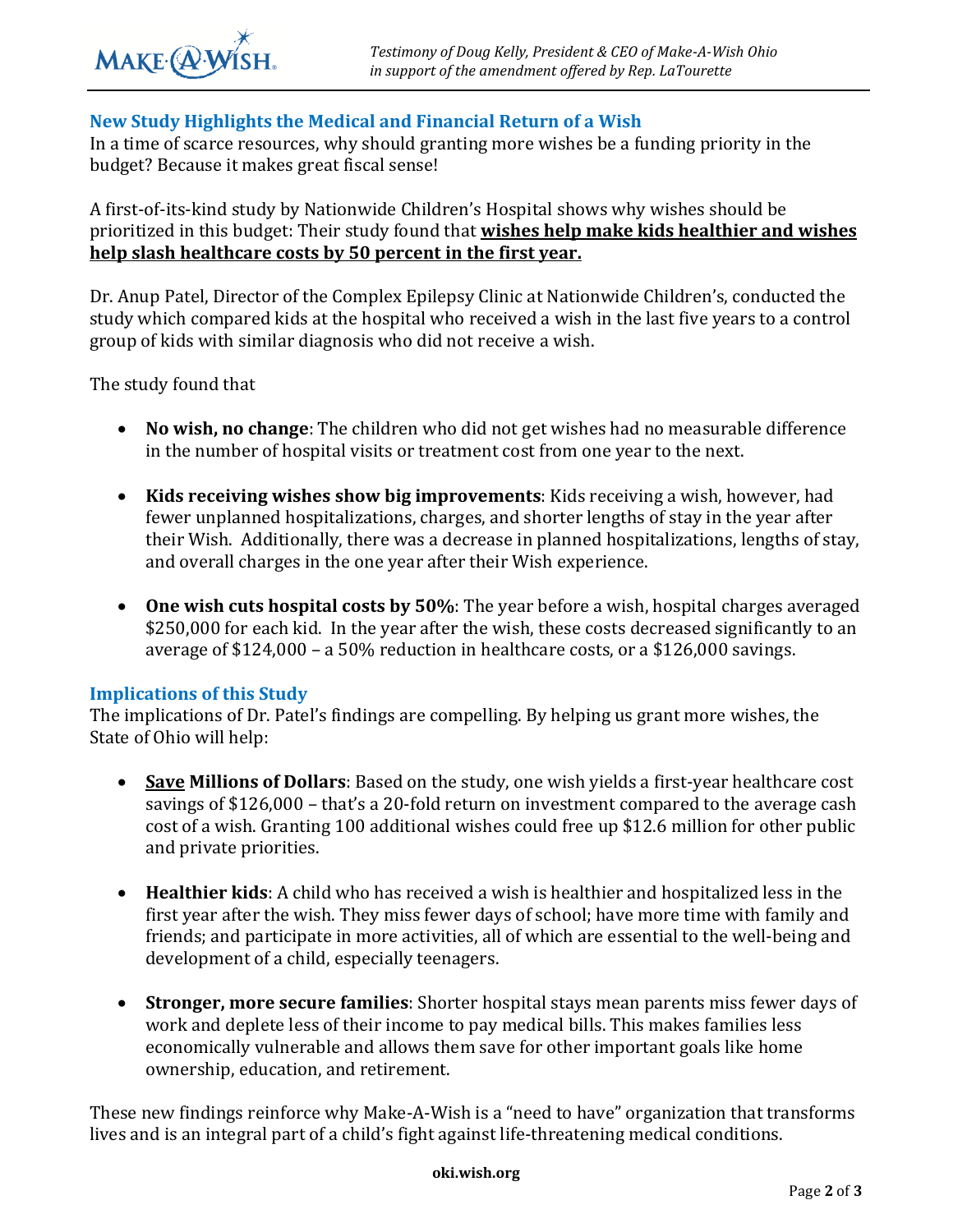## New Study Highlights the Medical and Financial Return of a Wish

In a time of scarce resources, why should granting more wishes be a funding priority in the budget? Because it makes great fiscal sense!

A first-of-its-kind study by Nationwide Children's Hospital shows why wishes should be prioritized in this budget: Their study found that <u>**wishes help make kids healthier and wishes help slash healthcare costs by 50 percent in the first year.**</u>

Dr. Anup Patel, Director of the Complex Epilepsy Clinic at Nationwide Children's, conducted the study which compared kids at the hospital who received a wish in the last five years to a control group of kids with similar diagnosis who did not receive a wish.

The study found that

- **No wish, no change**: The children who did not get wishes had no measurable difference in the number of hospital visits or treatment cost from one year to the next.
- **Kids receiving wishes show big improvements**: Kids receiving a wish, however, had fewer unplanned hospitalizations, charges, and shorter lengths of stay in the year after their Wish. Additionally, there was a decrease in planned hospitalizations, lengths of stay, and overall charges in the one year after their Wish experience.
- **One wish cuts hospital costs by 50%**: The year before a wish, hospital charges averaged $250,000 for each kid. In the year after the wish, these costs decreased significantly to an average of $124,000 – a 50% reduction in healthcare costs, or a $126,000 savings.

## Implications of this Study

The implications of Dr. Patel's findings are compelling. By helping us grant more wishes, the State of Ohio will help:

- <u>**Save**</u> **Millions of Dollars**: Based on the study, one wish yields a first-year healthcare cost savings of $126,000 – that's a 20-fold return on investment compared to the average cash cost of a wish. Granting 100 additional wishes could free up $12.6 million for other public and private priorities.
- **Healthier kids**: A child who has received a wish is healthier and hospitalized less in the first year after the wish. They miss fewer days of school; have more time with family and friends; and participate in more activities, all of which are essential to the well-being and development of a child, especially teenagers.
- **Stronger, more secure families**: Shorter hospital stays mean parents miss fewer days of work and deplete less of their income to pay medical bills. This makes families less economically vulnerable and allows them save for other important goals like home ownership, education, and retirement.

These new findings reinforce why Make-A-Wish is a "need to have" organization that transforms lives and is an integral part of a child's fight against life-threatening medical conditions.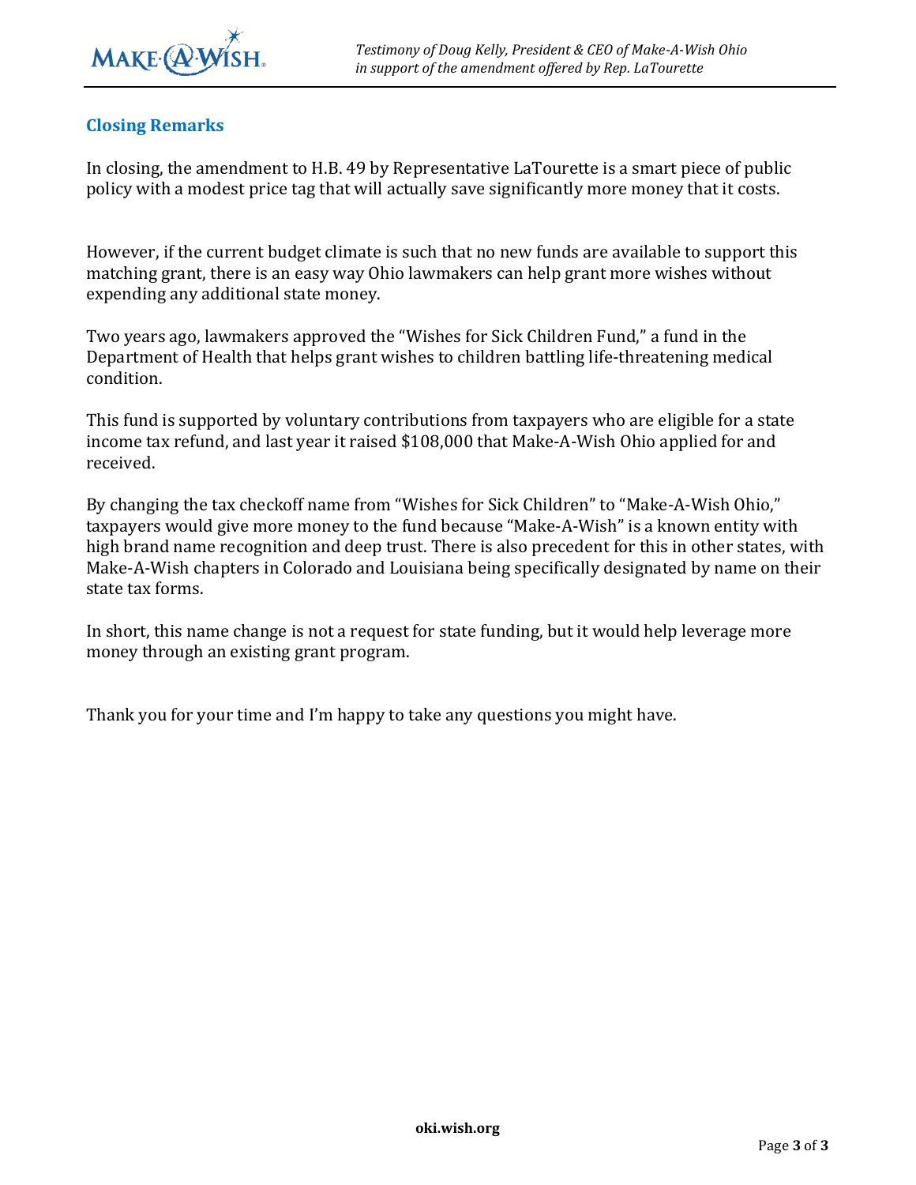## Closing Remarks

In closing, the amendment to H.B. 49 by Representative LaTourette is a smart piece of public policy with a modest price tag that will actually save significantly more money that it costs.

However, if the current budget climate is such that no new funds are available to support this matching grant, there is an easy way Ohio lawmakers can help grant more wishes without expending any additional state money.

Two years ago, lawmakers approved the "Wishes for Sick Children Fund," a fund in the Department of Health that helps grant wishes to children battling life-threatening medical condition.

This fund is supported by voluntary contributions from taxpayers who are eligible for a state income tax refund, and last year it raised $108,000 that Make-A-Wish Ohio applied for and received.

By changing the tax checkoff name from "Wishes for Sick Children" to "Make-A-Wish Ohio," taxpayers would give more money to the fund because "Make-A-Wish" is a known entity with high brand name recognition and deep trust. There is also precedent for this in other states, with Make-A-Wish chapters in Colorado and Louisiana being specifically designated by name on their state tax forms.

In short, this name change is not a request for state funding, but it would help leverage more money through an existing grant program.

Thank you for your time and I'm happy to take any questions you might have.

**oki.wish.org**